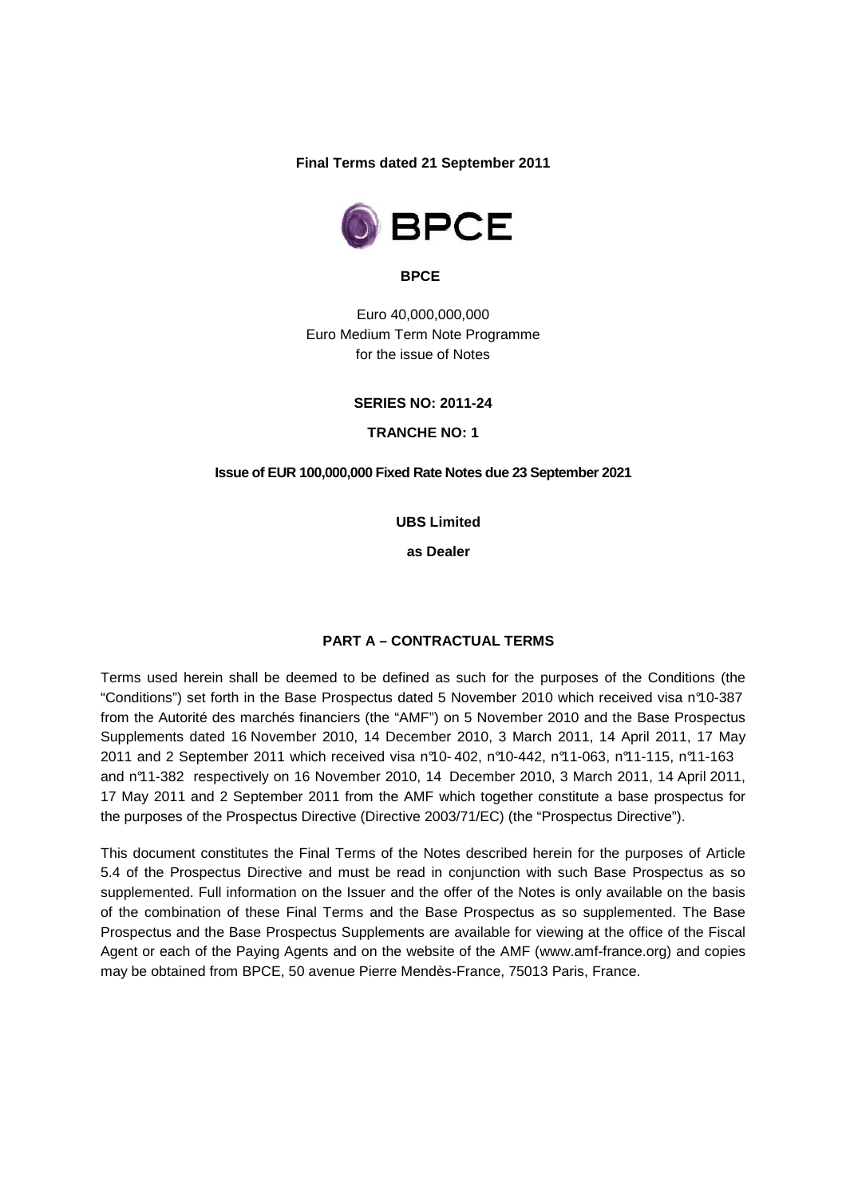**Final Terms dated 21 September 2011**

**BPCE**

Euro 40,000,000,000
Euro Medium Term Note Programme
for the issue of Notes

**SERIES NO: 2011-24**

**TRANCHE NO: 1**

**Issue of EUR 100,000,000 Fixed Rate Notes due 23 September 2021**

**UBS Limited**

**as Dealer**

## PART A – CONTRACTUAL TERMS

Terms used herein shall be deemed to be defined as such for the purposes of the Conditions (the "Conditions") set forth in the Base Prospectus dated 5 November 2010 which received visa n°10-387 from the Autorité des marchés financiers (the "AMF") on 5 November 2010 and the Base Prospectus Supplements dated 16 November 2010, 14 December 2010, 3 March 2011, 14 April 2011, 17 May 2011 and 2 September 2011 which received visa n°10- 402, n°10-442, n°11-063, n°11-115, n°11-163 and n°11-382 respectively on 16 November 2010, 14 December 2010, 3 March 2011, 14 April 2011, 17 May 2011 and 2 September 2011 from the AMF which together constitute a base prospectus for the purposes of the Prospectus Directive (Directive 2003/71/EC) (the "Prospectus Directive").

This document constitutes the Final Terms of the Notes described herein for the purposes of Article 5.4 of the Prospectus Directive and must be read in conjunction with such Base Prospectus as so supplemented. Full information on the Issuer and the offer of the Notes is only available on the basis of the combination of these Final Terms and the Base Prospectus as so supplemented. The Base Prospectus and the Base Prospectus Supplements are available for viewing at the office of the Fiscal Agent or each of the Paying Agents and on the website of the AMF (www.amf-france.org) and copies may be obtained from BPCE, 50 avenue Pierre Mendès-France, 75013 Paris, France.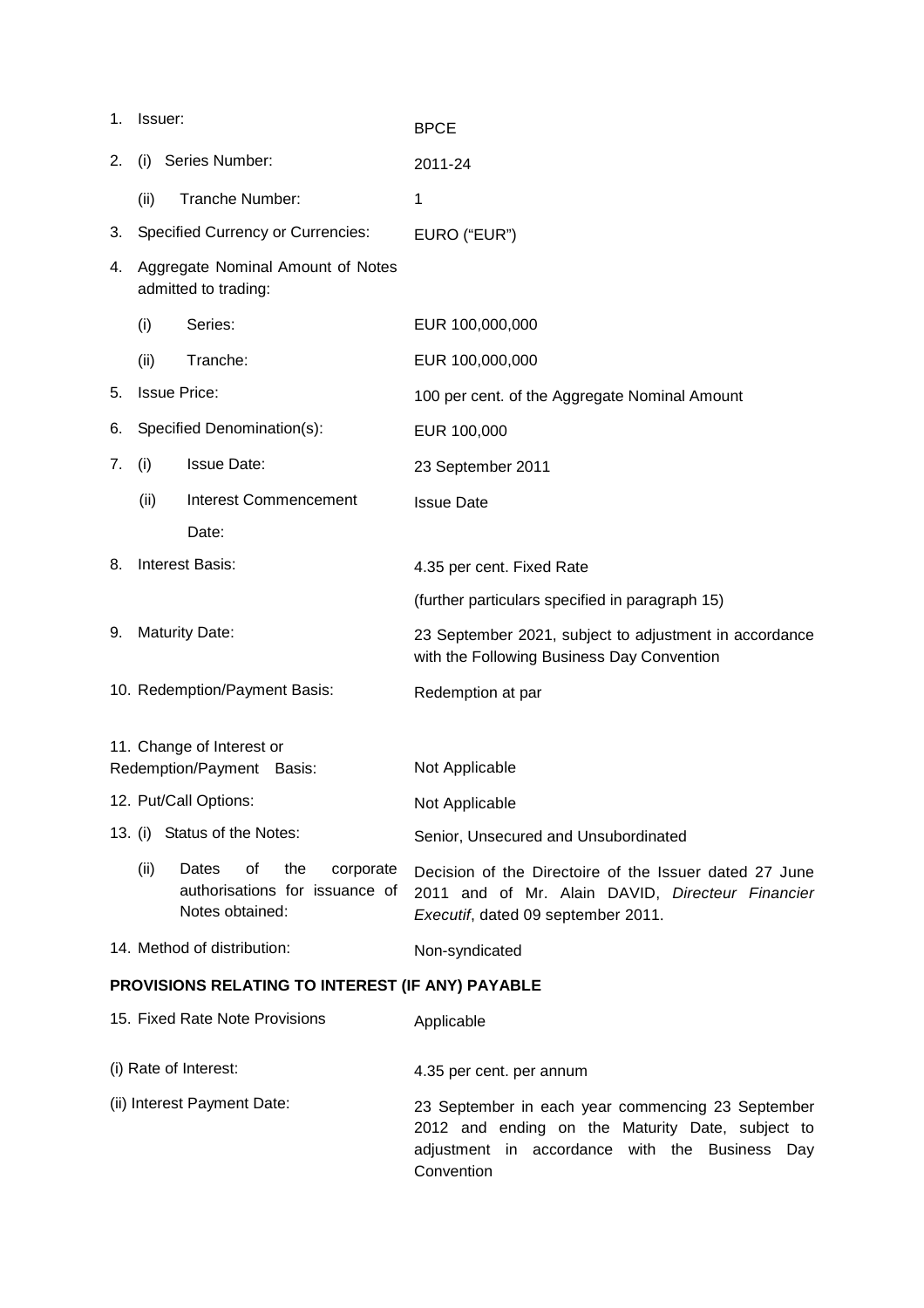| | |
|---|---|
| 1. Issuer: | BPCE |
| 2. (i) Series Number: | 2011-24 |
| (ii) Tranche Number: | 1 |
| 3. Specified Currency or Currencies: | EURO ("EUR") |
| 4. Aggregate Nominal Amount of Notes admitted to trading: | |
| (i) Series: | EUR 100,000,000 |
| (ii) Tranche: | EUR 100,000,000 |
| 5. Issue Price: | 100 per cent. of the Aggregate Nominal Amount |
| 6. Specified Denomination(s): | EUR 100,000 |
| 7. (i) Issue Date: | 23 September 2011 |
| (ii) Interest Commencement Date: | Issue Date |
| 8. Interest Basis: | 4.35 per cent. Fixed Rate<br>(further particulars specified in paragraph 15) |
| 9. Maturity Date: | 23 September 2021, subject to adjustment in accordance with the Following Business Day Convention |
| 10. Redemption/Payment Basis: | Redemption at par |
| 11. Change of Interest or Redemption/Payment Basis: | Not Applicable |
| 12. Put/Call Options: | Not Applicable |
| 13. (i) Status of the Notes: | Senior, Unsecured and Unsubordinated |
| (ii) Dates of the corporate authorisations for issuance of Notes obtained: | Decision of the Directoire of the Issuer dated 27 June 2011 and of Mr. Alain DAVID, *Directeur Financier Executif*, dated 09 september 2011. |
| 14. Method of distribution: | Non-syndicated |

**PROVISIONS RELATING TO INTEREST (IF ANY) PAYABLE**

| | |
|---|---|
| 15. Fixed Rate Note Provisions | Applicable |
| (i) Rate of Interest: | 4.35 per cent. per annum |
| (ii) Interest Payment Date: | 23 September in each year commencing 23 September 2012 and ending on the Maturity Date, subject to adjustment in accordance with the Business Day Convention |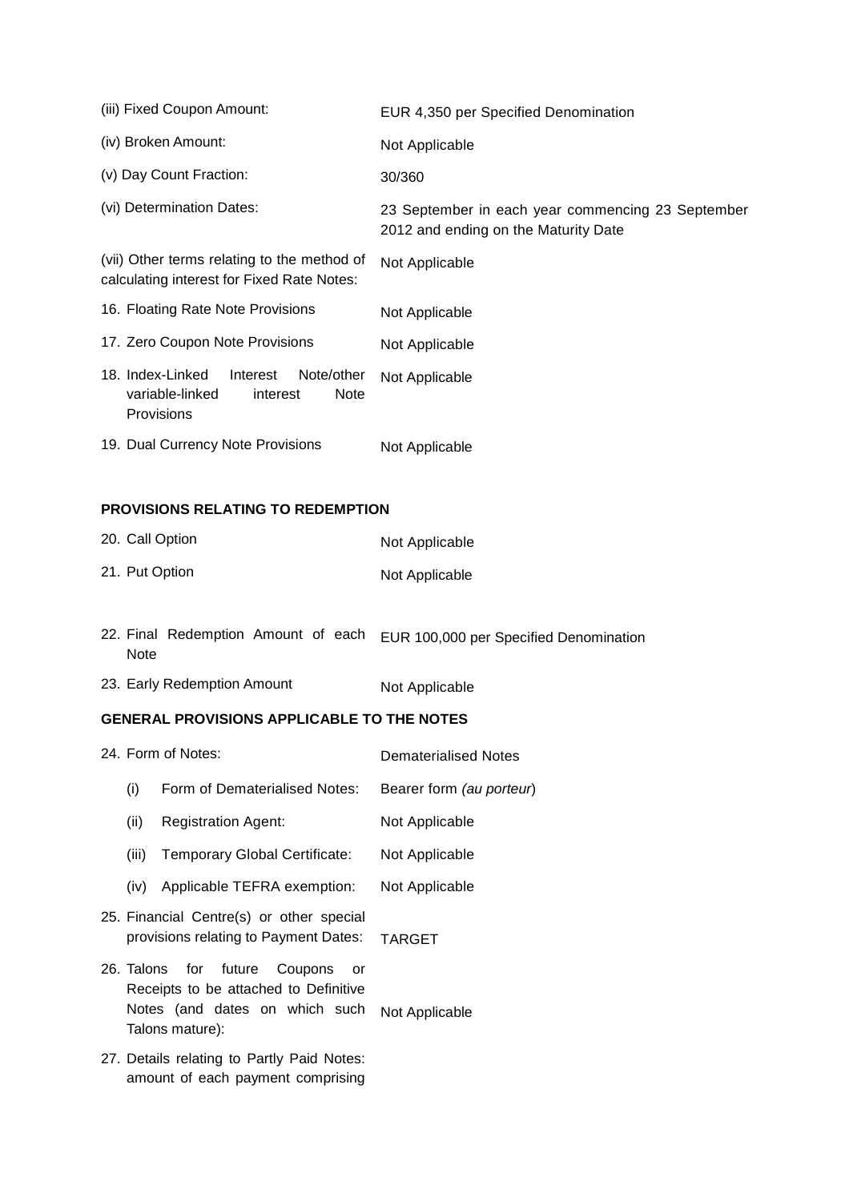| | |
|---|---|
| (iii) Fixed Coupon Amount: | EUR 4,350 per Specified Denomination |
| (iv) Broken Amount: | Not Applicable |
| (v) Day Count Fraction: | 30/360 |
| (vi) Determination Dates: | 23 September in each year commencing 23 September 2012 and ending on the Maturity Date |
| (vii) Other terms relating to the method of calculating interest for Fixed Rate Notes: | Not Applicable |
| 16. Floating Rate Note Provisions | Not Applicable |
| 17. Zero Coupon Note Provisions | Not Applicable |
| 18. Index-Linked Interest Note/other variable-linked interest Note Provisions | Not Applicable |
| 19. Dual Currency Note Provisions | Not Applicable |

**PROVISIONS RELATING TO REDEMPTION**

| | |
|---|---|
| 20. Call Option | Not Applicable |
| 21. Put Option | Not Applicable |
| 22. Final Redemption Amount of each Note | EUR 100,000 per Specified Denomination |
| 23. Early Redemption Amount | Not Applicable |

**GENERAL PROVISIONS APPLICABLE TO THE NOTES**

| | |
|---|---|
| 24. Form of Notes: | Dematerialised Notes |
| (i) Form of Dematerialised Notes: | Bearer form *(au porteur*) |
| (ii) Registration Agent: | Not Applicable |
| (iii) Temporary Global Certificate: | Not Applicable |
| (iv) Applicable TEFRA exemption: | Not Applicable |
| 25. Financial Centre(s) or other special provisions relating to Payment Dates: | TARGET |
| 26. Talons for future Coupons or Receipts to be attached to Definitive Notes (and dates on which such Talons mature): | Not Applicable |
| 27. Details relating to Partly Paid Notes: amount of each payment comprising | |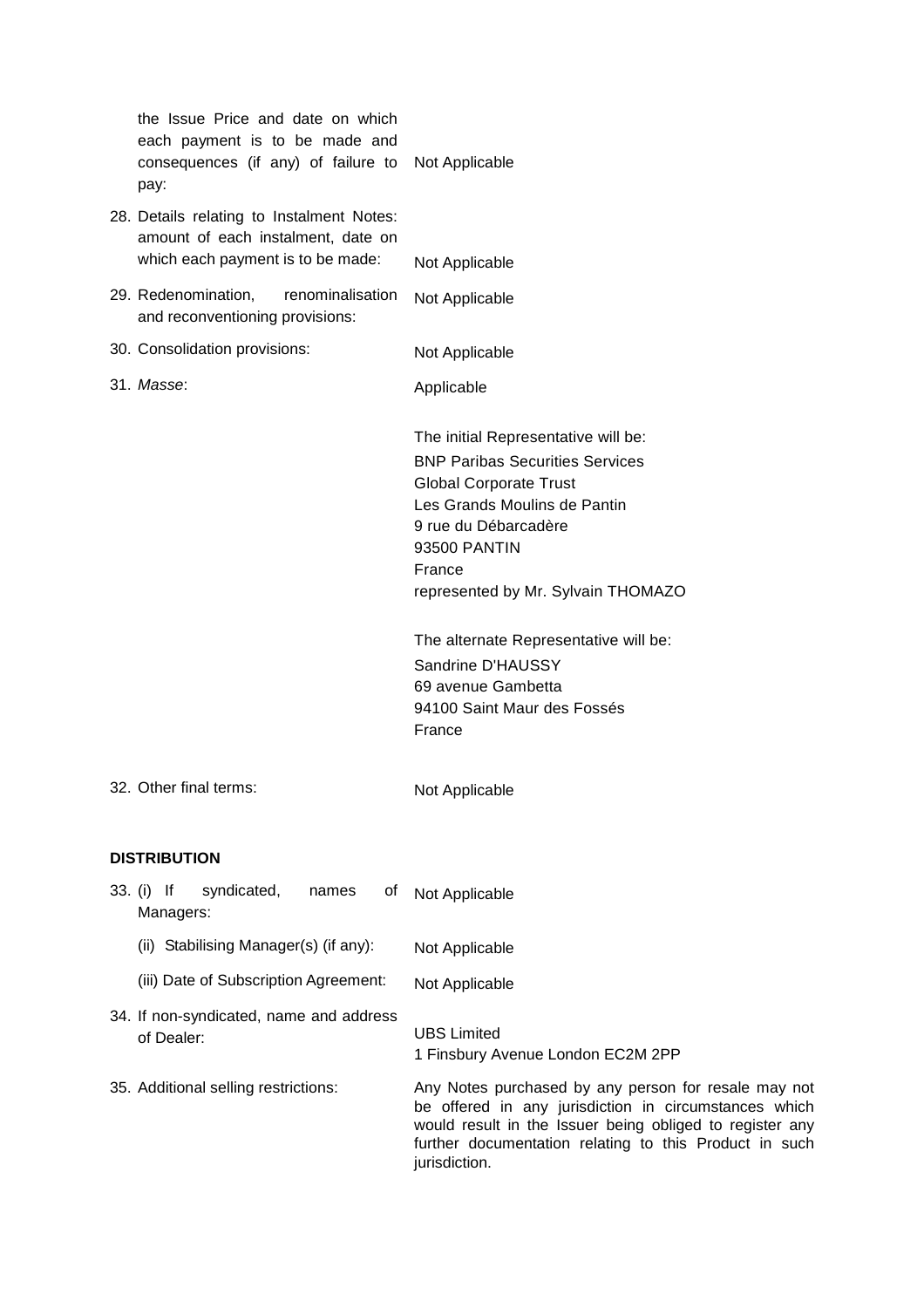| | |
|---|---|
| the Issue Price and date on which each payment is to be made and consequences (if any) of failure to pay: | Not Applicable |
| 28. Details relating to Instalment Notes: amount of each instalment, date on which each payment is to be made: | Not Applicable |
| 29. Redenomination, renominalisation and reconventioning provisions: | Not Applicable |
| 30. Consolidation provisions: | Not Applicable |
| 31. *Masse*: | Applicable<br><br>The initial Representative will be:<br>BNP Paribas Securities Services<br>Global Corporate Trust<br>Les Grands Moulins de Pantin<br>9 rue du Débarcadère<br>93500 PANTIN<br>France<br>represented by Mr. Sylvain THOMAZO<br><br>The alternate Representative will be:<br>Sandrine D'HAUSSY<br>69 avenue Gambetta<br>94100 Saint Maur des Fossés<br>France |
| 32. Other final terms: | Not Applicable |

**DISTRIBUTION**

| | |
|---|---|
| 33. (i) If syndicated, names of Managers: | Not Applicable |
| (ii) Stabilising Manager(s) (if any): | Not Applicable |
| (iii) Date of Subscription Agreement: | Not Applicable |
| 34. If non-syndicated, name and address of Dealer: | UBS Limited<br>1 Finsbury Avenue London EC2M 2PP |
| 35. Additional selling restrictions: | Any Notes purchased by any person for resale may not be offered in any jurisdiction in circumstances which would result in the Issuer being obliged to register any further documentation relating to this Product in such jurisdiction. |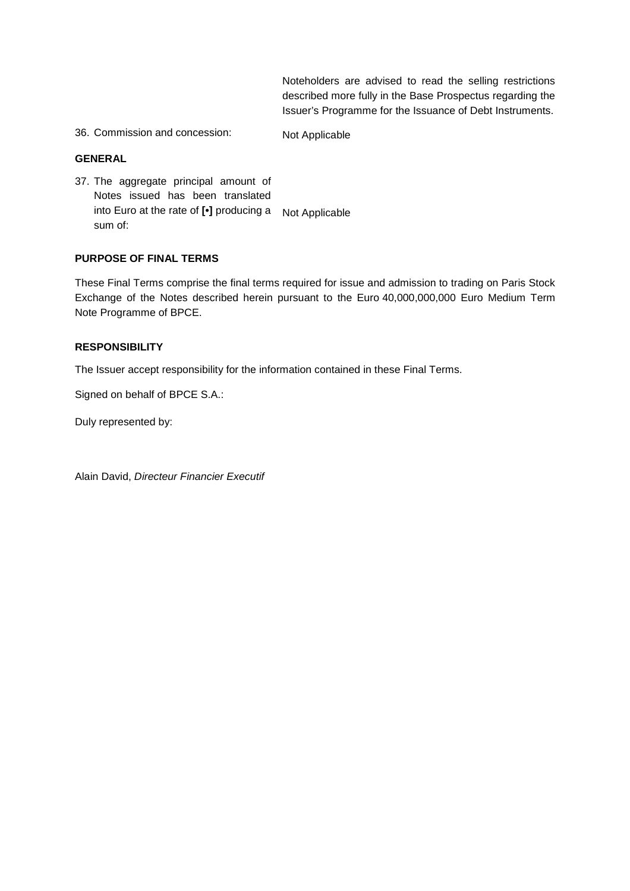| | |
|---|---|
| | Noteholders are advised to read the selling restrictions described more fully in the Base Prospectus regarding the Issuer's Programme for the Issuance of Debt Instruments. |
| 36. Commission and concession: | Not Applicable |

**GENERAL**

| | |
|---|---|
| 37. The aggregate principal amount of Notes issued has been translated into Euro at the rate of **[•]** producing a sum of: | Not Applicable |

**PURPOSE OF FINAL TERMS**

These Final Terms comprise the final terms required for issue and admission to trading on Paris Stock Exchange of the Notes described herein pursuant to the Euro 40,000,000,000 Euro Medium Term Note Programme of BPCE.

**RESPONSIBILITY**

The Issuer accept responsibility for the information contained in these Final Terms.

Signed on behalf of BPCE S.A.:

Duly represented by:

Alain David, *Directeur Financier Executif*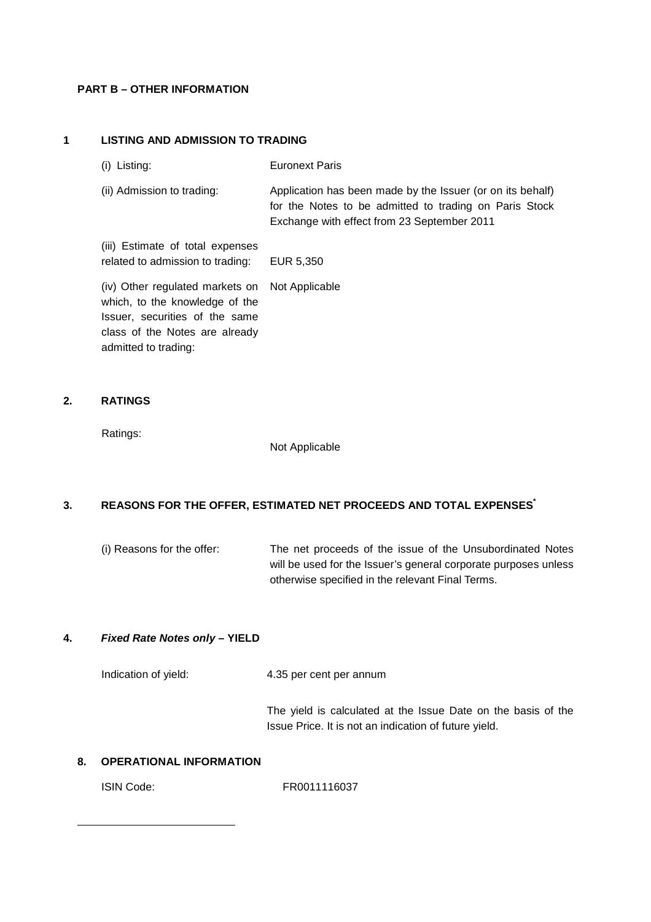**PART B – OTHER INFORMATION**

**1 LISTING AND ADMISSION TO TRADING**

| | |
|---|---|
| (i) Listing: | Euronext Paris |
| (ii) Admission to trading: | Application has been made by the Issuer (or on its behalf) for the Notes to be admitted to trading on Paris Stock Exchange with effect from 23 September 2011 |
| (iii) Estimate of total expenses related to admission to trading: | EUR 5,350 |
| (iv) Other regulated markets on which, to the knowledge of the Issuer, securities of the same class of the Notes are already admitted to trading: | Not Applicable |

**2. RATINGS**

| | |
|---|---|
| Ratings: | Not Applicable |

**3. REASONS FOR THE OFFER, ESTIMATED NET PROCEEDS AND TOTAL EXPENSES***

| | |
|---|---|
| (i) Reasons for the offer: | The net proceeds of the issue of the Unsubordinated Notes will be used for the Issuer's general corporate purposes unless otherwise specified in the relevant Final Terms. |

**4. *Fixed Rate Notes only* – YIELD**

| | |
|---|---|
| Indication of yield: | 4.35 per cent per annum |
| | The yield is calculated at the Issue Date on the basis of the Issue Price. It is not an indication of future yield. |

**8. OPERATIONAL INFORMATION**

| | |
|---|---|
| ISIN Code: | FR0011116037 |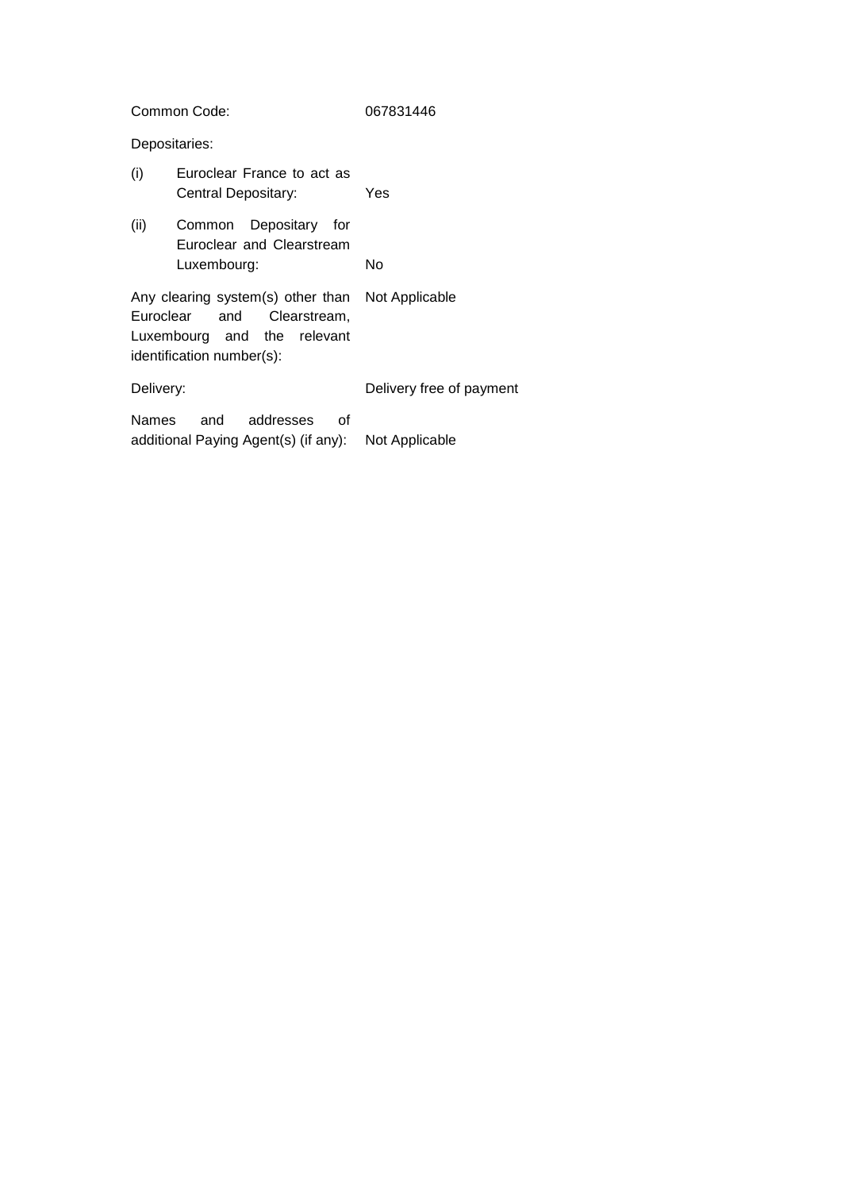| | |
|---|---|
| Common Code: | 067831446 |
| Depositaries: | |
| (i) Euroclear France to act as Central Depositary: | Yes |
| (ii) Common Depositary for Euroclear and Clearstream Luxembourg: | No |
| Any clearing system(s) other than Euroclear and Clearstream, Luxembourg and the relevant identification number(s): | Not Applicable |
| Delivery: | Delivery free of payment |
| Names and addresses of additional Paying Agent(s) (if any): | Not Applicable |